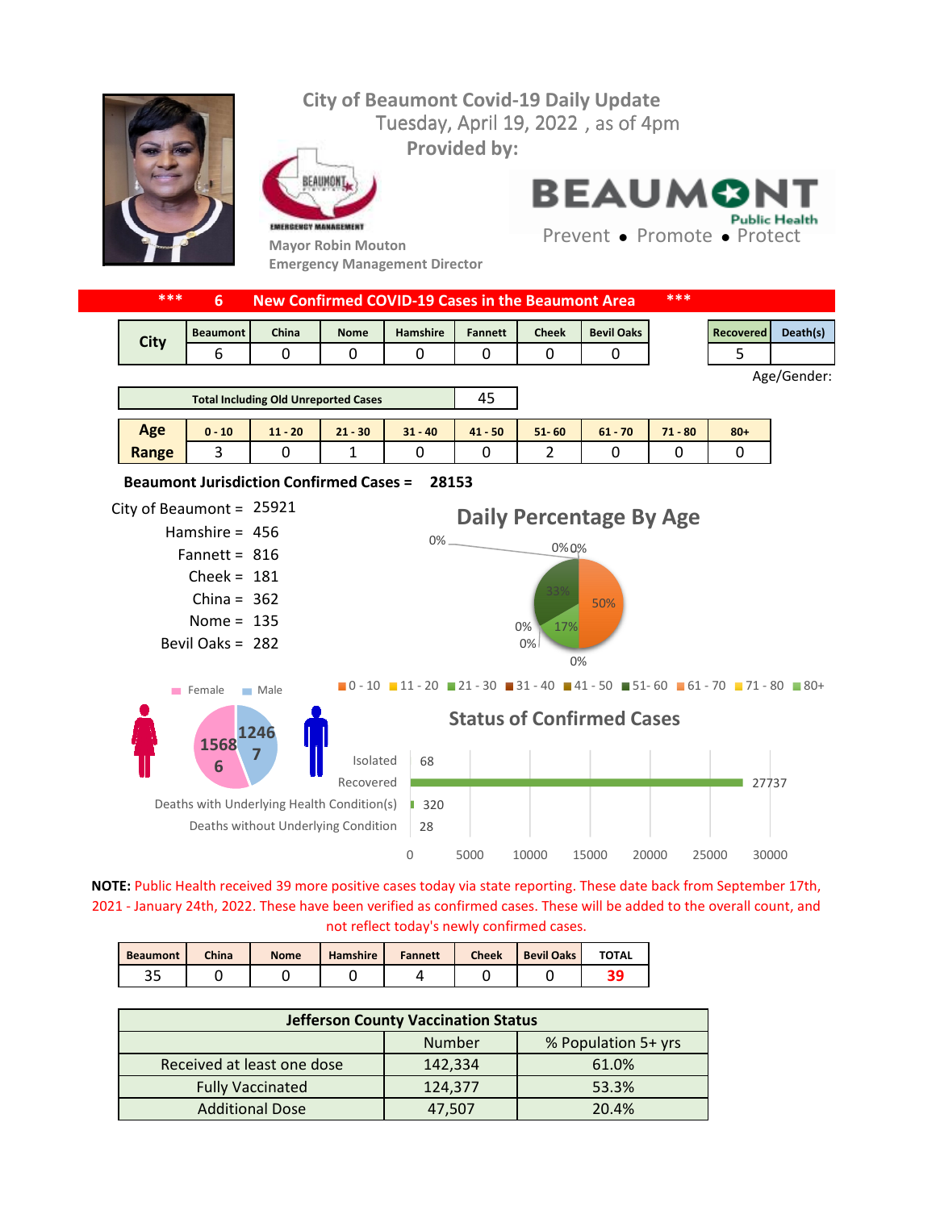# City of Beaumont Covid-19 Daily Update

Tuesday, April 19, 2022 , as of 4pm

**Provided by:**

Mayor Robin Mouton

Emergency Management Director

BEAUMONT Public Health

Prevent • Promote • Protect

## *** 6 New Confirmed COVID-19 Cases in the Beaumont Area ***

| City | Beaumont | China | Nome | Hamshire | Fannett | Cheek | Bevil Oaks |
|---|---|---|---|---|---|---|---|
| | 6 | 0 | 0 | 0 | 0 | 0 | 0 |

| Recovered | Death(s) |
|---|---|
| 5 | |

Age/Gender:

| Total Including Old Unreported Cases | 45 |
|---|---|

| Age Range | 0 - 10 | 11 - 20 | 21 - 30 | 31 - 40 | 41 - 50 | 51- 60 | 61 - 70 | 71 - 80 | 80+ |
|---|---|---|---|---|---|---|---|---|---|
| | 3 | 0 | 1 | 0 | 0 | 2 | 0 | 0 | 0 |

**Beaumont Jurisdiction Confirmed Cases = 28153**

City of Beaumont = 25921
Hamshire = 456
Fannett = 816
Cheek = 181
China = 362
Nome = 135
Bevil Oaks = 282

### Daily Percentage By Age

0-10: 50%; 21-30: 17%; 51-60: 33%; all others 0%

Female: 15686; Male: 12467

### Status of Confirmed Cases

| Status | Count |
|---|---|
| Isolated | 68 |
| Recovered | 27737 |
| Deaths with Underlying Health Condition(s) | 320 |
| Deaths without Underlying Condition | 28 |

**NOTE:** Public Health received 39 more positive cases today via state reporting. These date back from September 17th, 2021 - January 24th, 2022. These have been verified as confirmed cases. These will be added to the overall count, and not reflect today's newly confirmed cases.

| Beaumont | China | Nome | Hamshire | Fannett | Cheek | Bevil Oaks | TOTAL |
|---|---|---|---|---|---|---|---|
| 35 | 0 | 0 | 0 | 4 | 0 | 0 | 39 |

| Jefferson County Vaccination Status | | |
|---|---|---|
| | Number | % Population 5+ yrs |
| Received at least one dose | 142,334 | 61.0% |
| Fully Vaccinated | 124,377 | 53.3% |
| Additional Dose | 47,507 | 20.4% |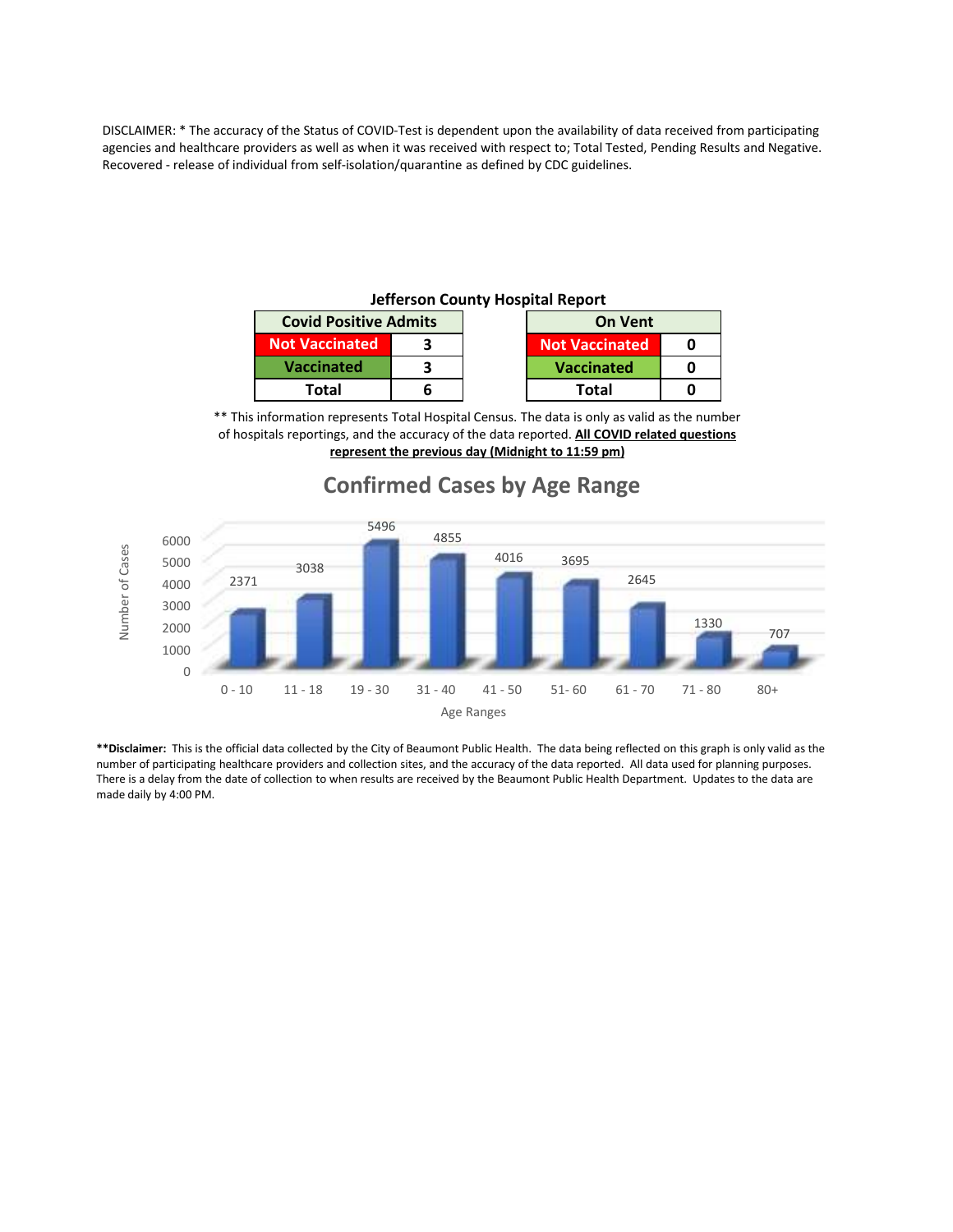DISCLAIMER: * The accuracy of the Status of COVID-Test is dependent upon the availability of data received from participating agencies and healthcare providers as well as when it was received with respect to; Total Tested, Pending Results and Negative. Recovered - release of individual from self-isolation/quarantine as defined by CDC guidelines.

## Jefferson County Hospital Report

| Covid Positive Admits | |
|---|---|
| Not Vaccinated | 3 |
| Vaccinated | 3 |
| Total | 6 |

| On Vent | |
|---|---|
| Not Vaccinated | 0 |
| Vaccinated | 0 |
| Total | 0 |

** This information represents Total Hospital Census. The data is only as valid as the number of hospitals reportings, and the accuracy of the data reported. **All COVID related questions represent the previous day (Midnight to 11:59 pm)**

## Confirmed Cases by Age Range

Number of Cases

6000
5000
4000
3000
2000
1000
0

2371
3038
5496
4855
4016
3695
2645
1330
707

0 - 10
11 - 18
19 - 30
31 - 40
41 - 50
51- 60
61 - 70
71 - 80
80+

Age Ranges

****Disclaimer:** This is the official data collected by the City of Beaumont Public Health. The data being reflected on this graph is only valid as the number of participating healthcare providers and collection sites, and the accuracy of the data reported. All data used for planning purposes. There is a delay from the date of collection to when results are received by the Beaumont Public Health Department. Updates to the data are made daily by 4:00 PM.